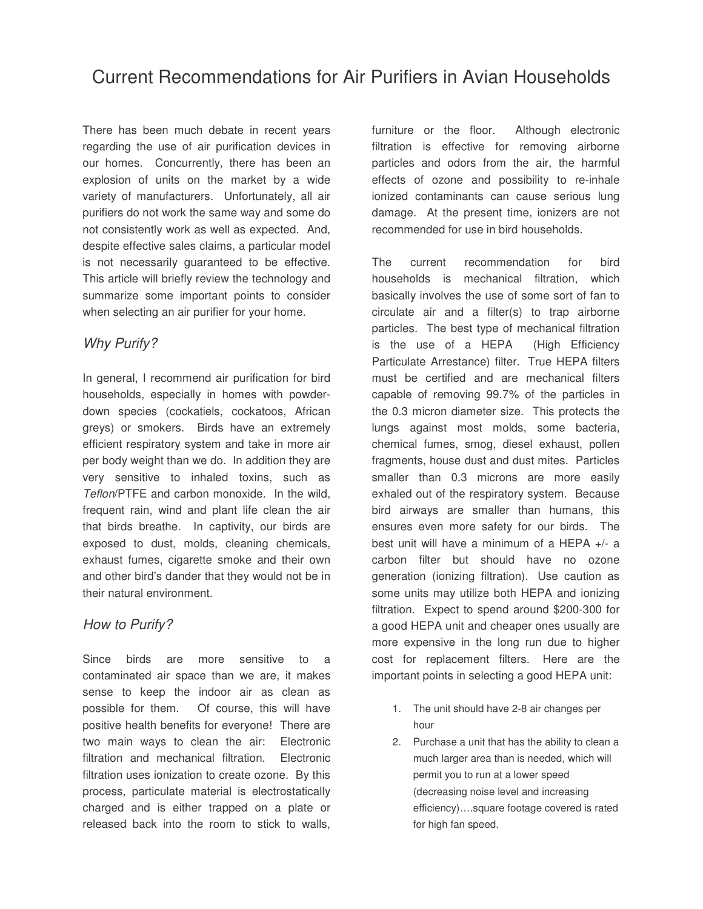# Current Recommendations for Air Purifiers in Avian Households

There has been much debate in recent years regarding the use of air purification devices in our homes. Concurrently, there has been an explosion of units on the market by a wide variety of manufacturers. Unfortunately, all air purifiers do not work the same way and some do not consistently work as well as expected. And, despite effective sales claims, a particular model is not necessarily guaranteed to be effective. This article will briefly review the technology and summarize some important points to consider when selecting an air purifier for your home.

## *Why Purify?*

In general, I recommend air purification for bird households, especially in homes with powder-down species (cockatiels, cockatoos, African greys) or smokers. Birds have an extremely efficient respiratory system and take in more air per body weight than we do. In addition they are very sensitive to inhaled toxins, such as *Teflon*/PTFE and carbon monoxide. In the wild, frequent rain, wind and plant life clean the air that birds breathe. In captivity, our birds are exposed to dust, molds, cleaning chemicals, exhaust fumes, cigarette smoke and their own and other bird's dander that they would not be in their natural environment.

## *How to Purify?*

Since birds are more sensitive to a contaminated air space than we are, it makes sense to keep the indoor air as clean as possible for them. Of course, this will have positive health benefits for everyone! There are two main ways to clean the air: Electronic filtration and mechanical filtration. Electronic filtration uses ionization to create ozone. By this process, particulate material is electrostatically charged and is either trapped on a plate or released back into the room to stick to walls, furniture or the floor. Although electronic filtration is effective for removing airborne particles and odors from the air, the harmful effects of ozone and possibility to re-inhale ionized contaminants can cause serious lung damage. At the present time, ionizers are not recommended for use in bird households.

The current recommendation for bird households is mechanical filtration, which basically involves the use of some sort of fan to circulate air and a filter(s) to trap airborne particles. The best type of mechanical filtration is the use of a HEPA (High Efficiency Particulate Arrestance) filter. True HEPA filters must be certified and are mechanical filters capable of removing 99.7% of the particles in the 0.3 micron diameter size. This protects the lungs against most molds, some bacteria, chemical fumes, smog, diesel exhaust, pollen fragments, house dust and dust mites. Particles smaller than 0.3 microns are more easily exhaled out of the respiratory system. Because bird airways are smaller than humans, this ensures even more safety for our birds. The best unit will have a minimum of a HEPA +/- a carbon filter but should have no ozone generation (ionizing filtration). Use caution as some units may utilize both HEPA and ionizing filtration. Expect to spend around $200-300 for a good HEPA unit and cheaper ones usually are more expensive in the long run due to higher cost for replacement filters. Here are the important points in selecting a good HEPA unit:

1. The unit should have 2-8 air changes per hour
2. Purchase a unit that has the ability to clean a much larger area than is needed, which will permit you to run at a lower speed (decreasing noise level and increasing efficiency)….square footage covered is rated for high fan speed.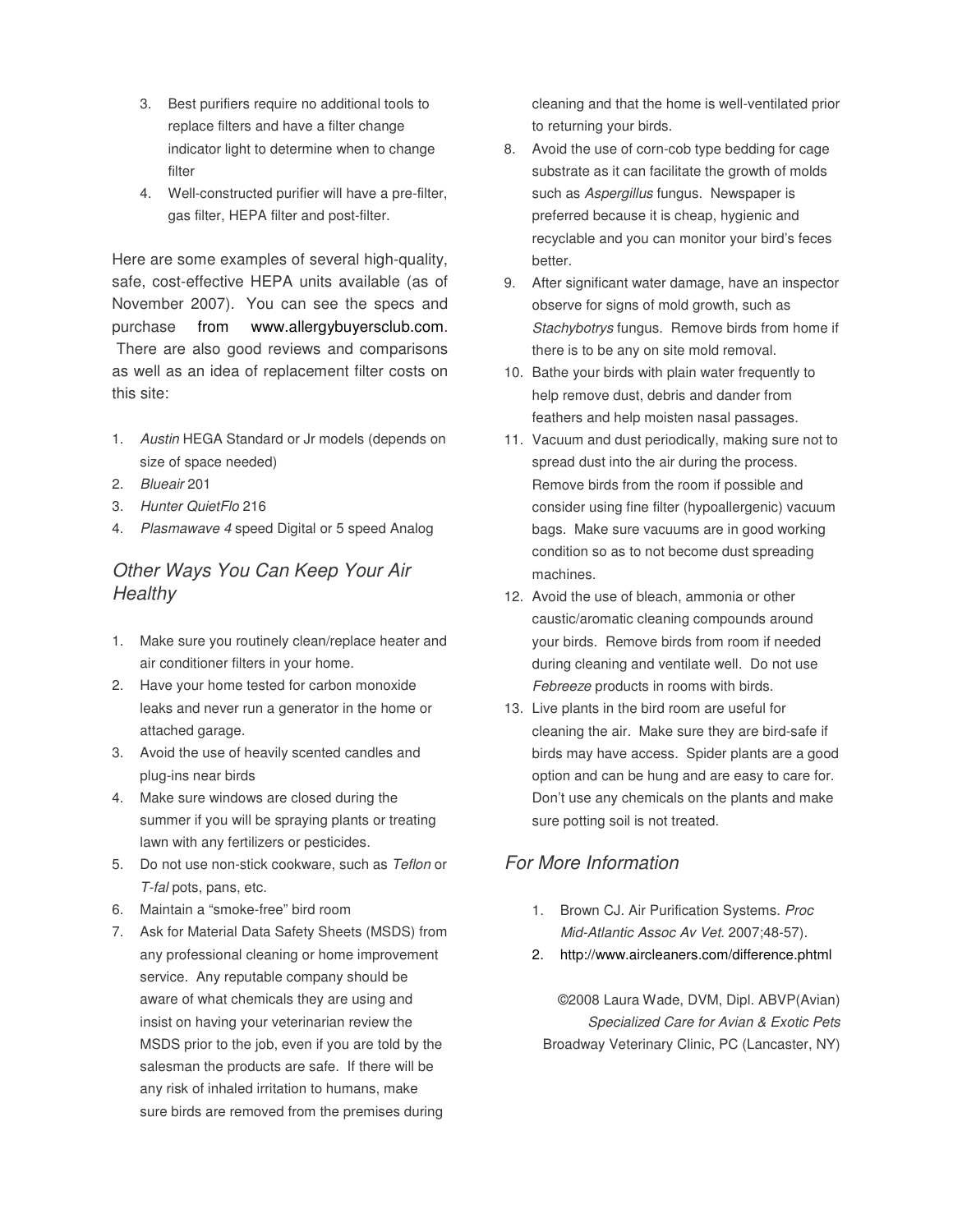3. Best purifiers require no additional tools to replace filters and have a filter change indicator light to determine when to change filter
4. Well-constructed purifier will have a pre-filter, gas filter, HEPA filter and post-filter.

Here are some examples of several high-quality, safe, cost-effective HEPA units available (as of November 2007). You can see the specs and purchase from www.allergybuyersclub.com. There are also good reviews and comparisons as well as an idea of replacement filter costs on this site:

1. *Austin* HEGA Standard or Jr models (depends on size of space needed)
2. *Blueair* 201
3. *Hunter QuietFlo* 216
4. *Plasmawave 4* speed Digital or 5 speed Analog

## Other Ways You Can Keep Your Air Healthy

1. Make sure you routinely clean/replace heater and air conditioner filters in your home.
2. Have your home tested for carbon monoxide leaks and never run a generator in the home or attached garage.
3. Avoid the use of heavily scented candles and plug-ins near birds
4. Make sure windows are closed during the summer if you will be spraying plants or treating lawn with any fertilizers or pesticides.
5. Do not use non-stick cookware, such as *Teflon* or *T-fal* pots, pans, etc.
6. Maintain a "smoke-free" bird room
7. Ask for Material Data Safety Sheets (MSDS) from any professional cleaning or home improvement service. Any reputable company should be aware of what chemicals they are using and insist on having your veterinarian review the MSDS prior to the job, even if you are told by the salesman the products are safe. If there will be any risk of inhaled irritation to humans, make sure birds are removed from the premises during cleaning and that the home is well-ventilated prior to returning your birds.
8. Avoid the use of corn-cob type bedding for cage substrate as it can facilitate the growth of molds such as *Aspergillus* fungus. Newspaper is preferred because it is cheap, hygienic and recyclable and you can monitor your bird's feces better.
9. After significant water damage, have an inspector observe for signs of mold growth, such as *Stachybotrys* fungus. Remove birds from home if there is to be any on site mold removal.
10. Bathe your birds with plain water frequently to help remove dust, debris and dander from feathers and help moisten nasal passages.
11. Vacuum and dust periodically, making sure not to spread dust into the air during the process. Remove birds from the room if possible and consider using fine filter (hypoallergenic) vacuum bags. Make sure vacuums are in good working condition so as to not become dust spreading machines.
12. Avoid the use of bleach, ammonia or other caustic/aromatic cleaning compounds around your birds. Remove birds from room if needed during cleaning and ventilate well. Do not use *Febreeze* products in rooms with birds.
13. Live plants in the bird room are useful for cleaning the air. Make sure they are bird-safe if birds may have access. Spider plants are a good option and can be hung and are easy to care for. Don't use any chemicals on the plants and make sure potting soil is not treated.

## For More Information

1. Brown CJ. Air Purification Systems. *Proc Mid-Atlantic Assoc Av Vet*. 2007;48-57).
2. http://www.aircleaners.com/difference.phtml

©2008 Laura Wade, DVM, Dipl. ABVP(Avian)
*Specialized Care for Avian & Exotic Pets*
Broadway Veterinary Clinic, PC (Lancaster, NY)